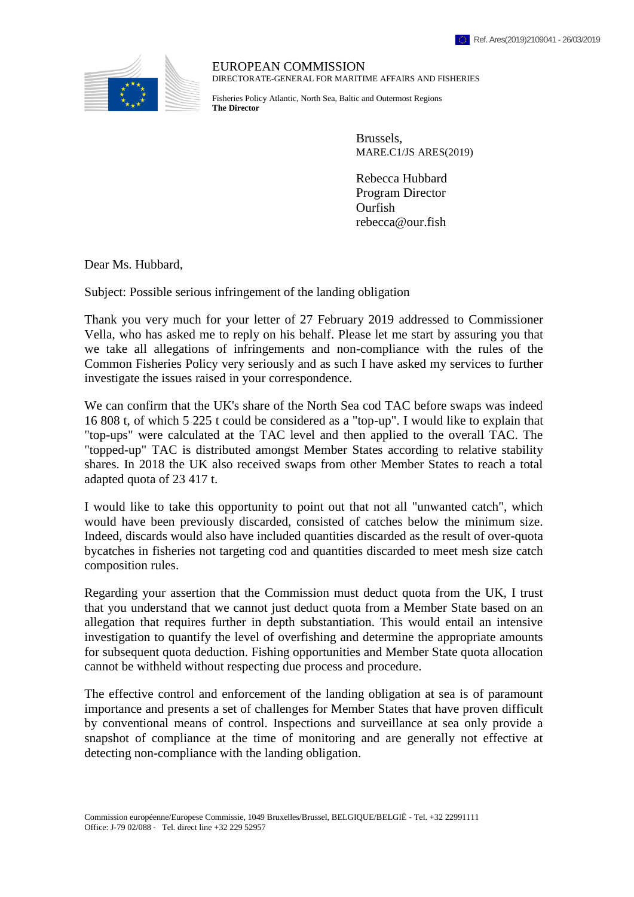Ref. Ares(2019)2109041 - 26/03/2019

EUROPEAN COMMISSION
DIRECTORATE-GENERAL FOR MARITIME AFFAIRS AND FISHERIES

Fisheries Policy Atlantic, North Sea, Baltic and Outermost Regions
**The Director**

Brussels,
MARE.C1/JS ARES(2019)

Rebecca Hubbard
Program Director
Ourfish
rebecca@our.fish

Dear Ms. Hubbard,

Subject: Possible serious infringement of the landing obligation

Thank you very much for your letter of 27 February 2019 addressed to Commissioner Vella, who has asked me to reply on his behalf. Please let me start by assuring you that we take all allegations of infringements and non-compliance with the rules of the Common Fisheries Policy very seriously and as such I have asked my services to further investigate the issues raised in your correspondence.

We can confirm that the UK's share of the North Sea cod TAC before swaps was indeed 16 808 t, of which 5 225 t could be considered as a "top-up". I would like to explain that "top-ups" were calculated at the TAC level and then applied to the overall TAC. The "topped-up" TAC is distributed amongst Member States according to relative stability shares. In 2018 the UK also received swaps from other Member States to reach a total adapted quota of 23 417 t.

I would like to take this opportunity to point out that not all "unwanted catch", which would have been previously discarded, consisted of catches below the minimum size. Indeed, discards would also have included quantities discarded as the result of over-quota bycatches in fisheries not targeting cod and quantities discarded to meet mesh size catch composition rules.

Regarding your assertion that the Commission must deduct quota from the UK, I trust that you understand that we cannot just deduct quota from a Member State based on an allegation that requires further in depth substantiation. This would entail an intensive investigation to quantify the level of overfishing and determine the appropriate amounts for subsequent quota deduction. Fishing opportunities and Member State quota allocation cannot be withheld without respecting due process and procedure.

The effective control and enforcement of the landing obligation at sea is of paramount importance and presents a set of challenges for Member States that have proven difficult by conventional means of control. Inspections and surveillance at sea only provide a snapshot of compliance at the time of monitoring and are generally not effective at detecting non-compliance with the landing obligation.

Commission européenne/Europese Commissie, 1049 Bruxelles/Brussel, BELGIQUE/BELGIË - Tel. +32 22991111
Office: J-79 02/088 - Tel. direct line +32 229 52957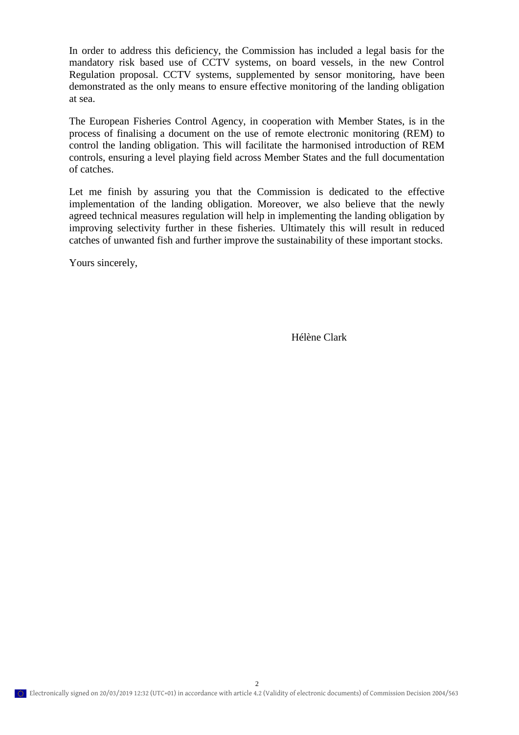In order to address this deficiency, the Commission has included a legal basis for the mandatory risk based use of CCTV systems, on board vessels, in the new Control Regulation proposal. CCTV systems, supplemented by sensor monitoring, have been demonstrated as the only means to ensure effective monitoring of the landing obligation at sea.

The European Fisheries Control Agency, in cooperation with Member States, is in the process of finalising a document on the use of remote electronic monitoring (REM) to control the landing obligation. This will facilitate the harmonised introduction of REM controls, ensuring a level playing field across Member States and the full documentation of catches.

Let me finish by assuring you that the Commission is dedicated to the effective implementation of the landing obligation. Moreover, we also believe that the newly agreed technical measures regulation will help in implementing the landing obligation by improving selectivity further in these fisheries. Ultimately this will result in reduced catches of unwanted fish and further improve the sustainability of these important stocks.

Yours sincerely,

Hélène Clark

Electronically signed on 20/03/2019 12:32 (UTC+01) in accordance with article 4.2 (Validity of electronic documents) of Commission Decision 2004/563